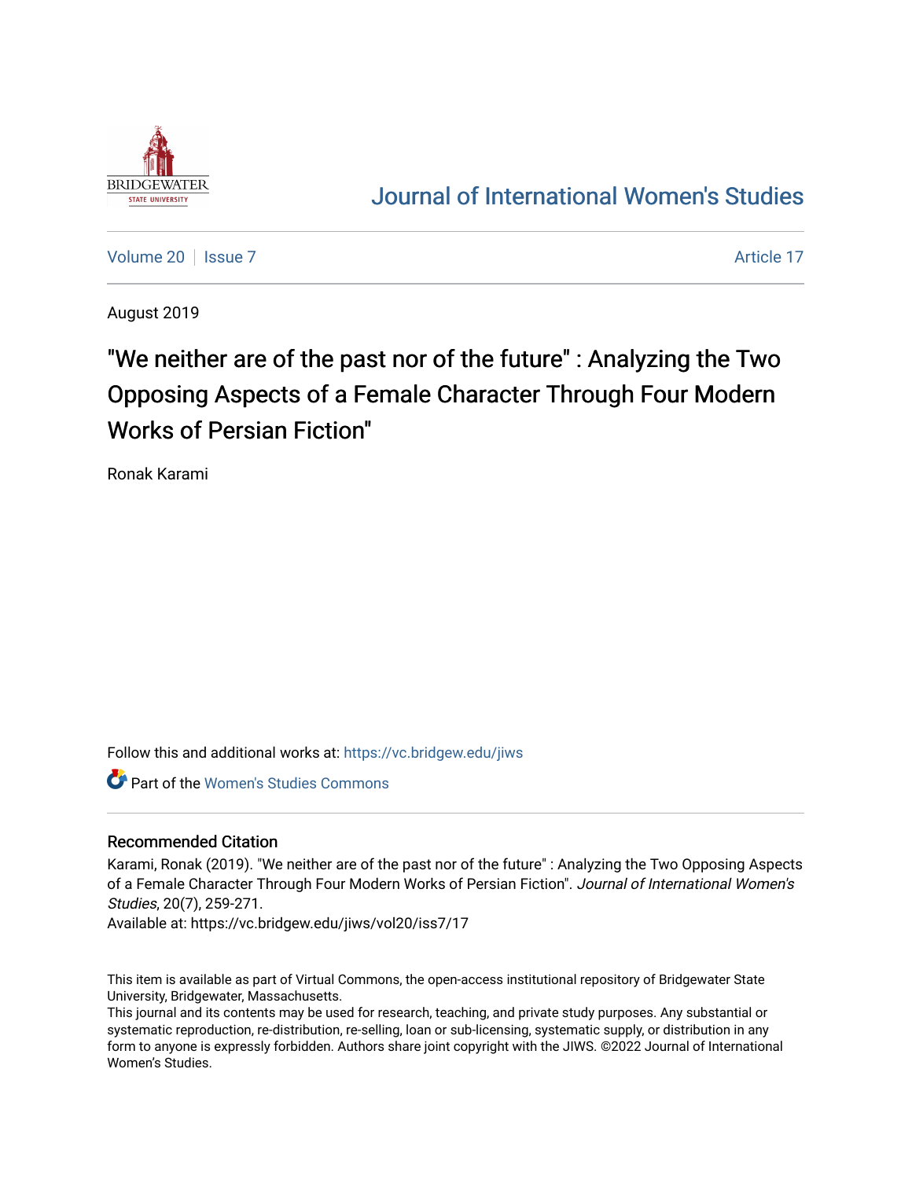Journal of International Women's Studies

Volume 20 | Issue 7 | Article 17

August 2019

# "We neither are of the past nor of the future" : Analyzing the Two Opposing Aspects of a Female Character Through Four Modern Works of Persian Fiction"

Ronak Karami

Follow this and additional works at: https://vc.bridgew.edu/jiws

Part of the Women's Studies Commons

## Recommended Citation

Karami, Ronak (2019). "We neither are of the past nor of the future" : Analyzing the Two Opposing Aspects of a Female Character Through Four Modern Works of Persian Fiction". *Journal of International Women's Studies*, 20(7), 259-271.
Available at: https://vc.bridgew.edu/jiws/vol20/iss7/17

This item is available as part of Virtual Commons, the open-access institutional repository of Bridgewater State University, Bridgewater, Massachusetts.
This journal and its contents may be used for research, teaching, and private study purposes. Any substantial or systematic reproduction, re-distribution, re-selling, loan or sub-licensing, systematic supply, or distribution in any form to anyone is expressly forbidden. Authors share joint copyright with the JIWS. ©2022 Journal of International Women's Studies.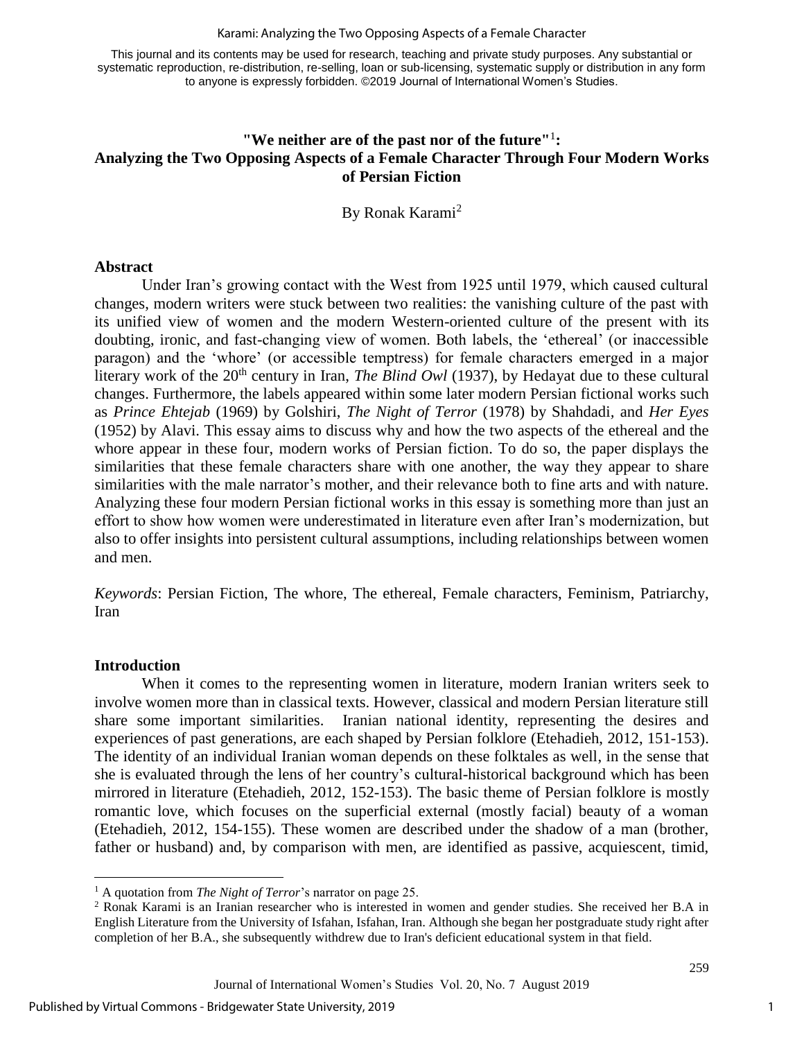This journal and its contents may be used for research, teaching and private study purposes. Any substantial or systematic reproduction, re-distribution, re-selling, loan or sub-licensing, systematic supply or distribution in any form to anyone is expressly forbidden. ©2019 Journal of International Women's Studies.

# "We neither are of the past nor of the future"[1]: Analyzing the Two Opposing Aspects of a Female Character Through Four Modern Works of Persian Fiction

By Ronak Karami[2]

## Abstract

Under Iran's growing contact with the West from 1925 until 1979, which caused cultural changes, modern writers were stuck between two realities: the vanishing culture of the past with its unified view of women and the modern Western-oriented culture of the present with its doubting, ironic, and fast-changing view of women. Both labels, the 'ethereal' (or inaccessible paragon) and the 'whore' (or accessible temptress) for female characters emerged in a major literary work of the 20th century in Iran, *The Blind Owl* (1937), by Hedayat due to these cultural changes. Furthermore, the labels appeared within some later modern Persian fictional works such as *Prince Ehtejab* (1969) by Golshiri, *The Night of Terror* (1978) by Shahdadi, and *Her Eyes* (1952) by Alavi. This essay aims to discuss why and how the two aspects of the ethereal and the whore appear in these four, modern works of Persian fiction. To do so, the paper displays the similarities that these female characters share with one another, the way they appear to share similarities with the male narrator's mother, and their relevance both to fine arts and with nature. Analyzing these four modern Persian fictional works in this essay is something more than just an effort to show how women were underestimated in literature even after Iran's modernization, but also to offer insights into persistent cultural assumptions, including relationships between women and men.

*Keywords*: Persian Fiction, The whore, The ethereal, Female characters, Feminism, Patriarchy, Iran

## Introduction

When it comes to the representing women in literature, modern Iranian writers seek to involve women more than in classical texts. However, classical and modern Persian literature still share some important similarities. Iranian national identity, representing the desires and experiences of past generations, are each shaped by Persian folklore (Etehadieh, 2012, 151-153). The identity of an individual Iranian woman depends on these folktales as well, in the sense that she is evaluated through the lens of her country's cultural-historical background which has been mirrored in literature (Etehadieh, 2012, 152-153). The basic theme of Persian folklore is mostly romantic love, which focuses on the superficial external (mostly facial) beauty of a woman (Etehadieh, 2012, 154-155). These women are described under the shadow of a man (brother, father or husband) and, by comparison with men, are identified as passive, acquiescent, timid,

---

[1] A quotation from *The Night of Terror*'s narrator on page 25.

[2] Ronak Karami is an Iranian researcher who is interested in women and gender studies. She received her B.A in English Literature from the University of Isfahan, Isfahan, Iran. Although she began her postgraduate study right after completion of her B.A., she subsequently withdrew due to Iran's deficient educational system in that field.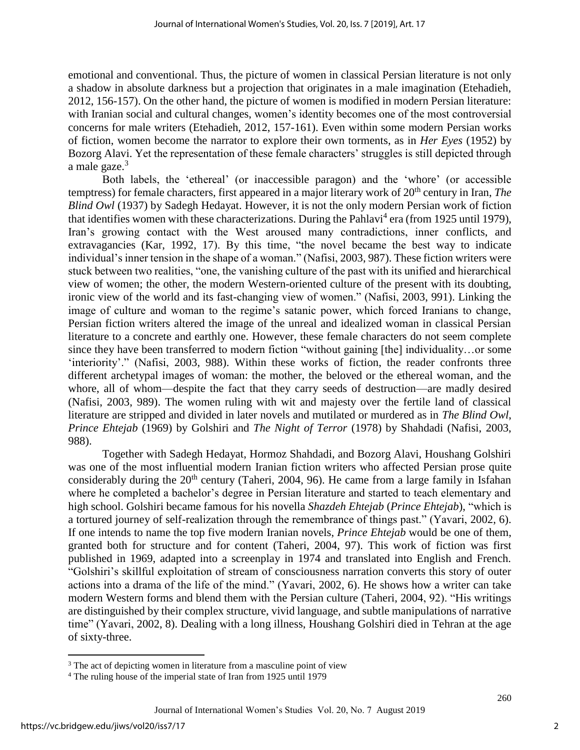emotional and conventional. Thus, the picture of women in classical Persian literature is not only a shadow in absolute darkness but a projection that originates in a male imagination (Etehadieh, 2012, 156-157). On the other hand, the picture of women is modified in modern Persian literature: with Iranian social and cultural changes, women's identity becomes one of the most controversial concerns for male writers (Etehadieh, 2012, 157-161). Even within some modern Persian works of fiction, women become the narrator to explore their own torments, as in *Her Eyes* (1952) by Bozorg Alavi. Yet the representation of these female characters' struggles is still depicted through a male gaze.[3]

Both labels, the 'ethereal' (or inaccessible paragon) and the 'whore' (or accessible temptress) for female characters, first appeared in a major literary work of 20th century in Iran, *The Blind Owl* (1937) by Sadegh Hedayat. However, it is not the only modern Persian work of fiction that identifies women with these characterizations. During the Pahlavi[4] era (from 1925 until 1979), Iran's growing contact with the West aroused many contradictions, inner conflicts, and extravagancies (Kar, 1992, 17). By this time, "the novel became the best way to indicate individual's inner tension in the shape of a woman." (Nafisi, 2003, 987). These fiction writers were stuck between two realities, "one, the vanishing culture of the past with its unified and hierarchical view of women; the other, the modern Western-oriented culture of the present with its doubting, ironic view of the world and its fast-changing view of women." (Nafisi, 2003, 991). Linking the image of culture and woman to the regime's satanic power, which forced Iranians to change, Persian fiction writers altered the image of the unreal and idealized woman in classical Persian literature to a concrete and earthly one. However, these female characters do not seem complete since they have been transferred to modern fiction "without gaining [the] individuality…or some 'interiority'." (Nafisi, 2003, 988). Within these works of fiction, the reader confronts three different archetypal images of woman: the mother, the beloved or the ethereal woman, and the whore, all of whom—despite the fact that they carry seeds of destruction—are madly desired (Nafisi, 2003, 989). The women ruling with wit and majesty over the fertile land of classical literature are stripped and divided in later novels and mutilated or murdered as in *The Blind Owl*, *Prince Ehtejab* (1969) by Golshiri and *The Night of Terror* (1978) by Shahdadi (Nafisi, 2003, 988).

Together with Sadegh Hedayat, Hormoz Shahdadi, and Bozorg Alavi, Houshang Golshiri was one of the most influential modern Iranian fiction writers who affected Persian prose quite considerably during the 20th century (Taheri, 2004, 96). He came from a large family in Isfahan where he completed a bachelor's degree in Persian literature and started to teach elementary and high school. Golshiri became famous for his novella *Shazdeh Ehtejab* (*Prince Ehtejab*), "which is a tortured journey of self-realization through the remembrance of things past." (Yavari, 2002, 6). If one intends to name the top five modern Iranian novels, *Prince Ehtejab* would be one of them, granted both for structure and for content (Taheri, 2004, 97). This work of fiction was first published in 1969, adapted into a screenplay in 1974 and translated into English and French. "Golshiri's skillful exploitation of stream of consciousness narration converts this story of outer actions into a drama of the life of the mind." (Yavari, 2002, 6). He shows how a writer can take modern Western forms and blend them with the Persian culture (Taheri, 2004, 92). "His writings are distinguished by their complex structure, vivid language, and subtle manipulations of narrative time" (Yavari, 2002, 8). Dealing with a long illness, Houshang Golshiri died in Tehran at the age of sixty-three.

---

[3] The act of depicting women in literature from a masculine point of view

[4] The ruling house of the imperial state of Iran from 1925 until 1979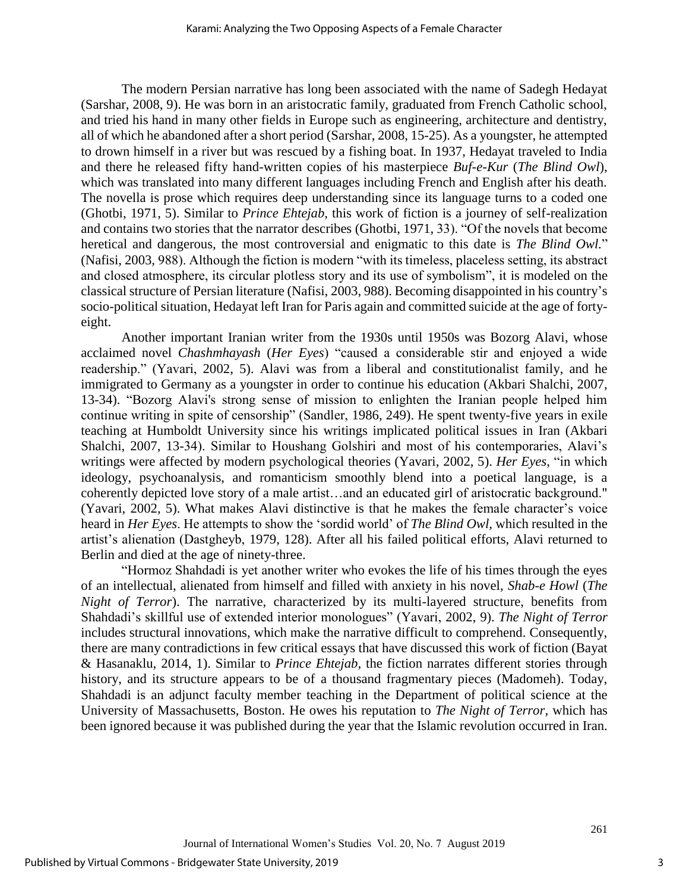The modern Persian narrative has long been associated with the name of Sadegh Hedayat (Sarshar, 2008, 9). He was born in an aristocratic family, graduated from French Catholic school, and tried his hand in many other fields in Europe such as engineering, architecture and dentistry, all of which he abandoned after a short period (Sarshar, 2008, 15-25). As a youngster, he attempted to drown himself in a river but was rescued by a fishing boat. In 1937, Hedayat traveled to India and there he released fifty hand-written copies of his masterpiece *Buf-e-Kur* (*The Blind Owl*), which was translated into many different languages including French and English after his death. The novella is prose which requires deep understanding since its language turns to a coded one (Ghotbi, 1971, 5). Similar to *Prince Ehtejab*, this work of fiction is a journey of self-realization and contains two stories that the narrator describes (Ghotbi, 1971, 33). "Of the novels that become heretical and dangerous, the most controversial and enigmatic to this date is *The Blind Owl*." (Nafisi, 2003, 988). Although the fiction is modern "with its timeless, placeless setting, its abstract and closed atmosphere, its circular plotless story and its use of symbolism", it is modeled on the classical structure of Persian literature (Nafisi, 2003, 988). Becoming disappointed in his country's socio-political situation, Hedayat left Iran for Paris again and committed suicide at the age of forty-eight.

Another important Iranian writer from the 1930s until 1950s was Bozorg Alavi, whose acclaimed novel *Chashmhayash* (*Her Eyes*) "caused a considerable stir and enjoyed a wide readership." (Yavari, 2002, 5). Alavi was from a liberal and constitutionalist family, and he immigrated to Germany as a youngster in order to continue his education (Akbari Shalchi, 2007, 13-34). "Bozorg Alavi's strong sense of mission to enlighten the Iranian people helped him continue writing in spite of censorship" (Sandler, 1986, 249). He spent twenty-five years in exile teaching at Humboldt University since his writings implicated political issues in Iran (Akbari Shalchi, 2007, 13-34). Similar to Houshang Golshiri and most of his contemporaries, Alavi's writings were affected by modern psychological theories (Yavari, 2002, 5). *Her Eyes*, "in which ideology, psychoanalysis, and romanticism smoothly blend into a poetical language, is a coherently depicted love story of a male artist…and an educated girl of aristocratic background." (Yavari, 2002, 5). What makes Alavi distinctive is that he makes the female character's voice heard in *Her Eyes*. He attempts to show the 'sordid world' of *The Blind Owl*, which resulted in the artist's alienation (Dastgheyb, 1979, 128). After all his failed political efforts, Alavi returned to Berlin and died at the age of ninety-three.

"Hormoz Shahdadi is yet another writer who evokes the life of his times through the eyes of an intellectual, alienated from himself and filled with anxiety in his novel, *Shab-e Howl* (*The Night of Terror*). The narrative, characterized by its multi-layered structure, benefits from Shahdadi's skillful use of extended interior monologues" (Yavari, 2002, 9). *The Night of Terror* includes structural innovations, which make the narrative difficult to comprehend. Consequently, there are many contradictions in few critical essays that have discussed this work of fiction (Bayat & Hasanaklu, 2014, 1). Similar to *Prince Ehtejab*, the fiction narrates different stories through history, and its structure appears to be of a thousand fragmentary pieces (Madomeh). Today, Shahdadi is an adjunct faculty member teaching in the Department of political science at the University of Massachusetts, Boston. He owes his reputation to *The Night of Terror*, which has been ignored because it was published during the year that the Islamic revolution occurred in Iran.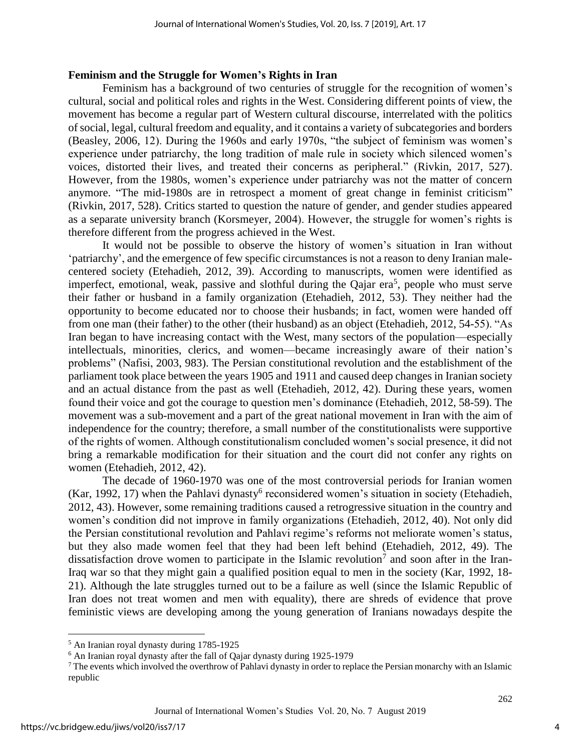**Feminism and the Struggle for Women's Rights in Iran**

Feminism has a background of two centuries of struggle for the recognition of women's cultural, social and political roles and rights in the West. Considering different points of view, the movement has become a regular part of Western cultural discourse, interrelated with the politics of social, legal, cultural freedom and equality, and it contains a variety of subcategories and borders (Beasley, 2006, 12). During the 1960s and early 1970s, "the subject of feminism was women's experience under patriarchy, the long tradition of male rule in society which silenced women's voices, distorted their lives, and treated their concerns as peripheral." (Rivkin, 2017, 527). However, from the 1980s, women's experience under patriarchy was not the matter of concern anymore. "The mid-1980s are in retrospect a moment of great change in feminist criticism" (Rivkin, 2017, 528). Critics started to question the nature of gender, and gender studies appeared as a separate university branch (Korsmeyer, 2004). However, the struggle for women's rights is therefore different from the progress achieved in the West.

It would not be possible to observe the history of women's situation in Iran without 'patriarchy', and the emergence of few specific circumstances is not a reason to deny Iranian male-centered society (Etehadieh, 2012, 39). According to manuscripts, women were identified as imperfect, emotional, weak, passive and slothful during the Qajar era[5], people who must serve their father or husband in a family organization (Etehadieh, 2012, 53). They neither had the opportunity to become educated nor to choose their husbands; in fact, women were handed off from one man (their father) to the other (their husband) as an object (Etehadieh, 2012, 54-55). "As Iran began to have increasing contact with the West, many sectors of the population—especially intellectuals, minorities, clerics, and women—became increasingly aware of their nation's problems" (Nafisi, 2003, 983). The Persian constitutional revolution and the establishment of the parliament took place between the years 1905 and 1911 and caused deep changes in Iranian society and an actual distance from the past as well (Etehadieh, 2012, 42). During these years, women found their voice and got the courage to question men's dominance (Etehadieh, 2012, 58-59). The movement was a sub-movement and a part of the great national movement in Iran with the aim of independence for the country; therefore, a small number of the constitutionalists were supportive of the rights of women. Although constitutionalism concluded women's social presence, it did not bring a remarkable modification for their situation and the court did not confer any rights on women (Etehadieh, 2012, 42).

The decade of 1960-1970 was one of the most controversial periods for Iranian women (Kar, 1992, 17) when the Pahlavi dynasty[6] reconsidered women's situation in society (Etehadieh, 2012, 43). However, some remaining traditions caused a retrogressive situation in the country and women's condition did not improve in family organizations (Etehadieh, 2012, 40). Not only did the Persian constitutional revolution and Pahlavi regime's reforms not meliorate women's status, but they also made women feel that they had been left behind (Etehadieh, 2012, 49). The dissatisfaction drove women to participate in the Islamic revolution[7] and soon after in the Iran-Iraq war so that they might gain a qualified position equal to men in the society (Kar, 1992, 18-21). Although the late struggles turned out to be a failure as well (since the Islamic Republic of Iran does not treat women and men with equality), there are shreds of evidence that prove feministic views are developing among the young generation of Iranians nowadays despite the

---

[5] An Iranian royal dynasty during 1785-1925

[6] An Iranian royal dynasty after the fall of Qajar dynasty during 1925-1979

[7] The events which involved the overthrow of Pahlavi dynasty in order to replace the Persian monarchy with an Islamic republic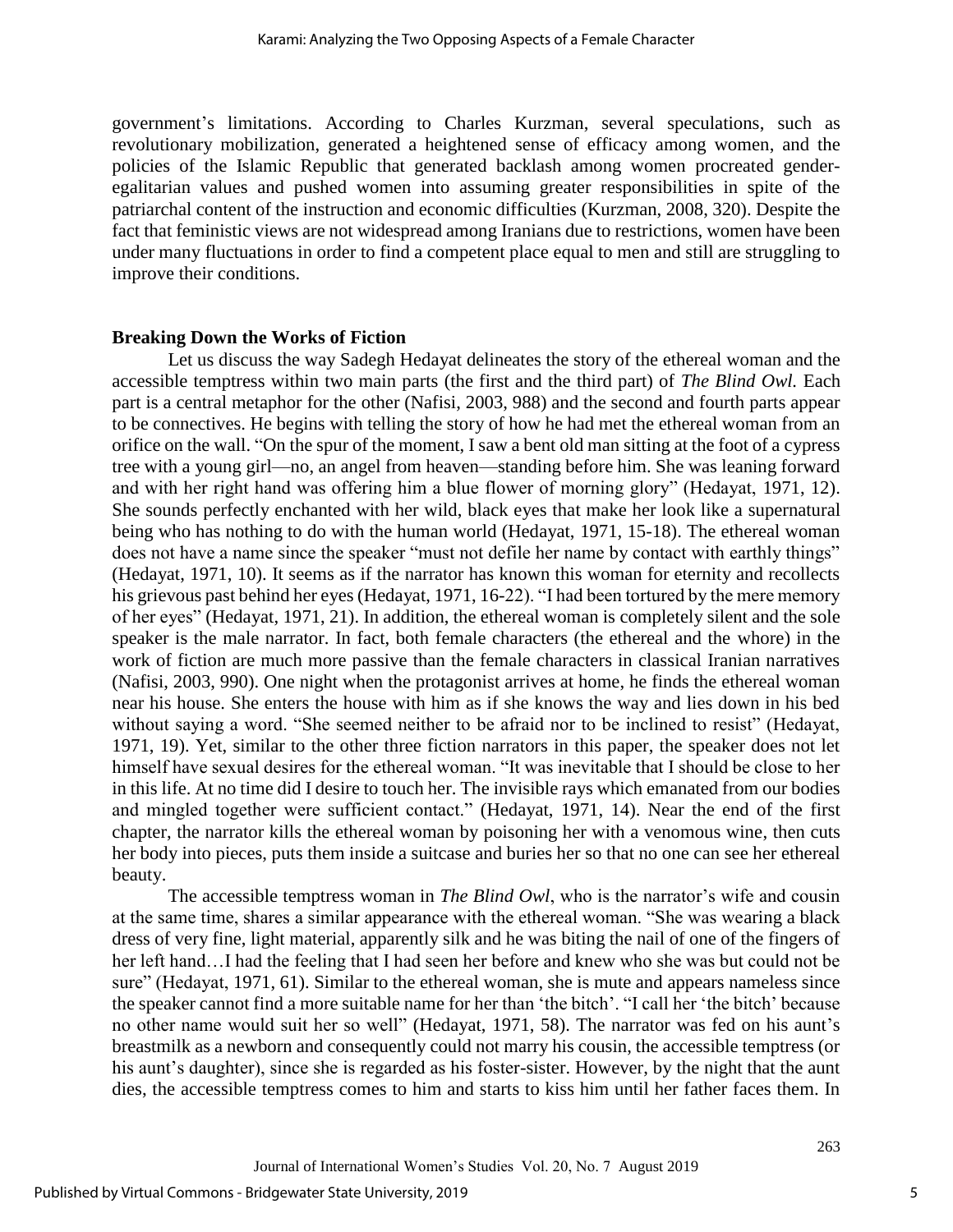government's limitations. According to Charles Kurzman, several speculations, such as revolutionary mobilization, generated a heightened sense of efficacy among women, and the policies of the Islamic Republic that generated backlash among women procreated gender-egalitarian values and pushed women into assuming greater responsibilities in spite of the patriarchal content of the instruction and economic difficulties (Kurzman, 2008, 320). Despite the fact that feministic views are not widespread among Iranians due to restrictions, women have been under many fluctuations in order to find a competent place equal to men and still are struggling to improve their conditions.

**Breaking Down the Works of Fiction**

Let us discuss the way Sadegh Hedayat delineates the story of the ethereal woman and the accessible temptress within two main parts (the first and the third part) of *The Blind Owl.* Each part is a central metaphor for the other (Nafisi, 2003, 988) and the second and fourth parts appear to be connectives. He begins with telling the story of how he had met the ethereal woman from an orifice on the wall. "On the spur of the moment, I saw a bent old man sitting at the foot of a cypress tree with a young girl—no, an angel from heaven—standing before him. She was leaning forward and with her right hand was offering him a blue flower of morning glory" (Hedayat, 1971, 12). She sounds perfectly enchanted with her wild, black eyes that make her look like a supernatural being who has nothing to do with the human world (Hedayat, 1971, 15-18). The ethereal woman does not have a name since the speaker "must not defile her name by contact with earthly things" (Hedayat, 1971, 10). It seems as if the narrator has known this woman for eternity and recollects his grievous past behind her eyes (Hedayat, 1971, 16-22). "I had been tortured by the mere memory of her eyes" (Hedayat, 1971, 21). In addition, the ethereal woman is completely silent and the sole speaker is the male narrator. In fact, both female characters (the ethereal and the whore) in the work of fiction are much more passive than the female characters in classical Iranian narratives (Nafisi, 2003, 990). One night when the protagonist arrives at home, he finds the ethereal woman near his house. She enters the house with him as if she knows the way and lies down in his bed without saying a word. "She seemed neither to be afraid nor to be inclined to resist" (Hedayat, 1971, 19). Yet, similar to the other three fiction narrators in this paper, the speaker does not let himself have sexual desires for the ethereal woman. "It was inevitable that I should be close to her in this life. At no time did I desire to touch her. The invisible rays which emanated from our bodies and mingled together were sufficient contact." (Hedayat, 1971, 14). Near the end of the first chapter, the narrator kills the ethereal woman by poisoning her with a venomous wine, then cuts her body into pieces, puts them inside a suitcase and buries her so that no one can see her ethereal beauty.

The accessible temptress woman in *The Blind Owl*, who is the narrator's wife and cousin at the same time, shares a similar appearance with the ethereal woman. "She was wearing a black dress of very fine, light material, apparently silk and he was biting the nail of one of the fingers of her left hand…I had the feeling that I had seen her before and knew who she was but could not be sure" (Hedayat, 1971, 61). Similar to the ethereal woman, she is mute and appears nameless since the speaker cannot find a more suitable name for her than 'the bitch'. "I call her 'the bitch' because no other name would suit her so well" (Hedayat, 1971, 58). The narrator was fed on his aunt's breastmilk as a newborn and consequently could not marry his cousin, the accessible temptress (or his aunt's daughter), since she is regarded as his foster-sister. However, by the night that the aunt dies, the accessible temptress comes to him and starts to kiss him until her father faces them. In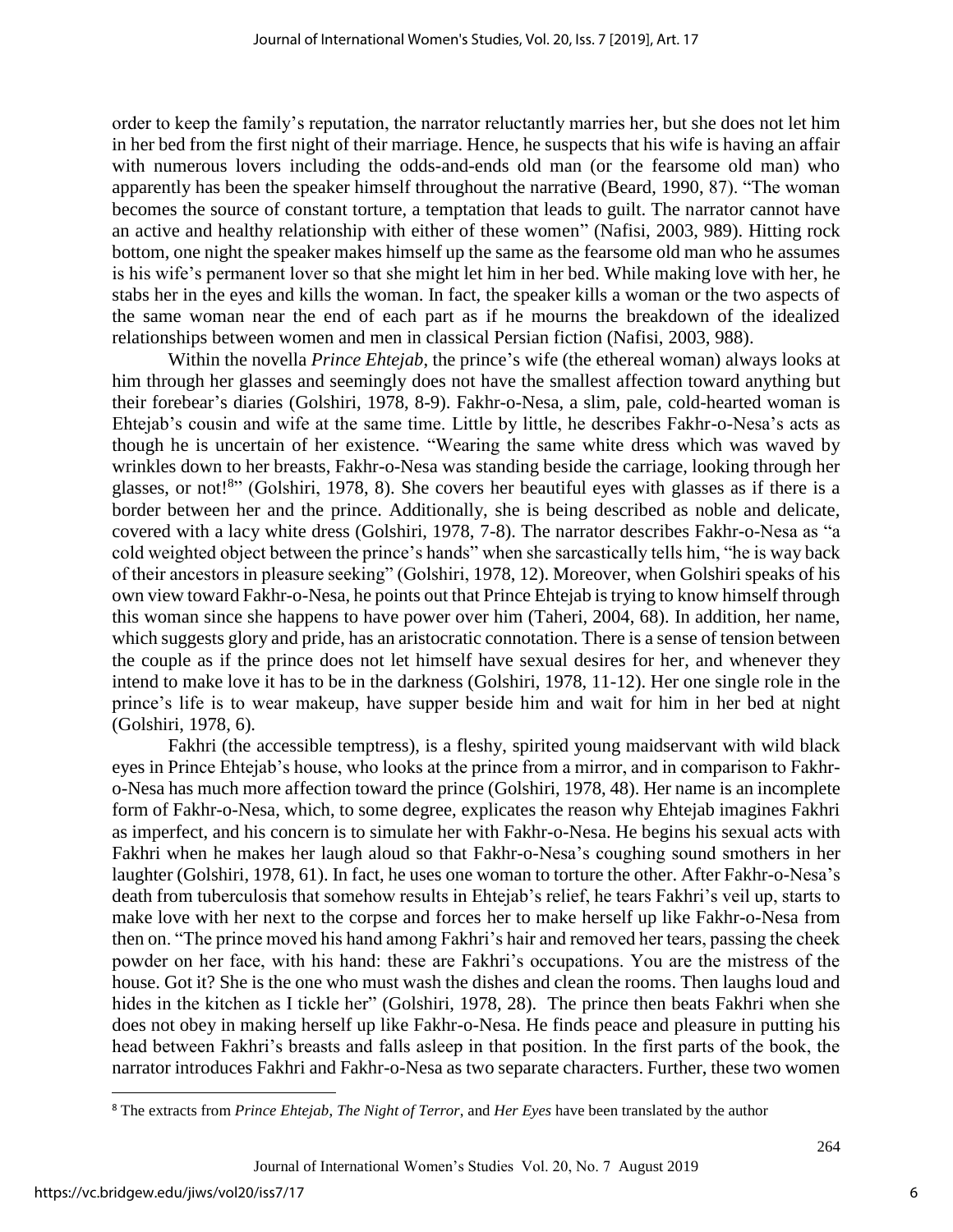order to keep the family's reputation, the narrator reluctantly marries her, but she does not let him in her bed from the first night of their marriage. Hence, he suspects that his wife is having an affair with numerous lovers including the odds-and-ends old man (or the fearsome old man) who apparently has been the speaker himself throughout the narrative (Beard, 1990, 87). "The woman becomes the source of constant torture, a temptation that leads to guilt. The narrator cannot have an active and healthy relationship with either of these women" (Nafisi, 2003, 989). Hitting rock bottom, one night the speaker makes himself up the same as the fearsome old man who he assumes is his wife's permanent lover so that she might let him in her bed. While making love with her, he stabs her in the eyes and kills the woman. In fact, the speaker kills a woman or the two aspects of the same woman near the end of each part as if he mourns the breakdown of the idealized relationships between women and men in classical Persian fiction (Nafisi, 2003, 988).

Within the novella *Prince Ehtejab*, the prince's wife (the ethereal woman) always looks at him through her glasses and seemingly does not have the smallest affection toward anything but their forebear's diaries (Golshiri, 1978, 8-9). Fakhr-o-Nesa, a slim, pale, cold-hearted woman is Ehtejab's cousin and wife at the same time. Little by little, he describes Fakhr-o-Nesa's acts as though he is uncertain of her existence. "Wearing the same white dress which was waved by wrinkles down to her breasts, Fakhr-o-Nesa was standing beside the carriage, looking through her glasses, or not![8]" (Golshiri, 1978, 8). She covers her beautiful eyes with glasses as if there is a border between her and the prince. Additionally, she is being described as noble and delicate, covered with a lacy white dress (Golshiri, 1978, 7-8). The narrator describes Fakhr-o-Nesa as "a cold weighted object between the prince's hands" when she sarcastically tells him, "he is way back of their ancestors in pleasure seeking" (Golshiri, 1978, 12). Moreover, when Golshiri speaks of his own view toward Fakhr-o-Nesa, he points out that Prince Ehtejab is trying to know himself through this woman since she happens to have power over him (Taheri, 2004, 68). In addition, her name, which suggests glory and pride, has an aristocratic connotation. There is a sense of tension between the couple as if the prince does not let himself have sexual desires for her, and whenever they intend to make love it has to be in the darkness (Golshiri, 1978, 11-12). Her one single role in the prince's life is to wear makeup, have supper beside him and wait for him in her bed at night (Golshiri, 1978, 6).

Fakhri (the accessible temptress), is a fleshy, spirited young maidservant with wild black eyes in Prince Ehtejab's house, who looks at the prince from a mirror, and in comparison to Fakhr-o-Nesa has much more affection toward the prince (Golshiri, 1978, 48). Her name is an incomplete form of Fakhr-o-Nesa, which, to some degree, explicates the reason why Ehtejab imagines Fakhri as imperfect, and his concern is to simulate her with Fakhr-o-Nesa. He begins his sexual acts with Fakhri when he makes her laugh aloud so that Fakhr-o-Nesa's coughing sound smothers in her laughter (Golshiri, 1978, 61). In fact, he uses one woman to torture the other. After Fakhr-o-Nesa's death from tuberculosis that somehow results in Ehtejab's relief, he tears Fakhri's veil up, starts to make love with her next to the corpse and forces her to make herself up like Fakhr-o-Nesa from then on. "The prince moved his hand among Fakhri's hair and removed her tears, passing the cheek powder on her face, with his hand: these are Fakhri's occupations. You are the mistress of the house. Got it? She is the one who must wash the dishes and clean the rooms. Then laughs loud and hides in the kitchen as I tickle her" (Golshiri, 1978, 28). The prince then beats Fakhri when she does not obey in making herself up like Fakhr-o-Nesa. He finds peace and pleasure in putting his head between Fakhri's breasts and falls asleep in that position. In the first parts of the book, the narrator introduces Fakhri and Fakhr-o-Nesa as two separate characters. Further, these two women

---

[8] The extracts from *Prince Ehtejab*, *The Night of Terror*, and *Her Eyes* have been translated by the author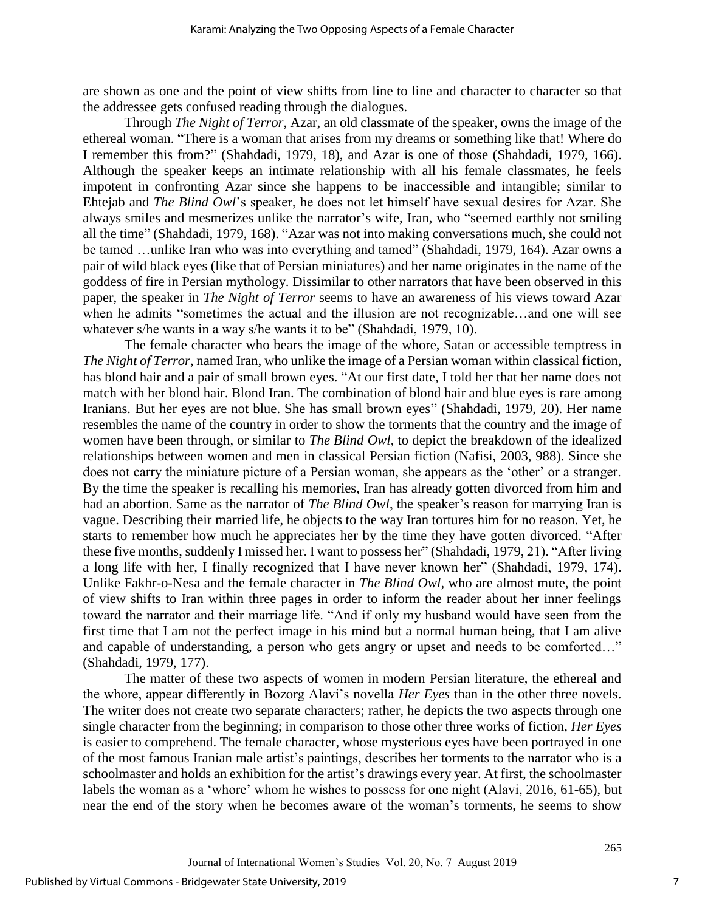are shown as one and the point of view shifts from line to line and character to character so that the addressee gets confused reading through the dialogues.

Through *The Night of Terror*, Azar, an old classmate of the speaker, owns the image of the ethereal woman. "There is a woman that arises from my dreams or something like that! Where do I remember this from?" (Shahdadi, 1979, 18), and Azar is one of those (Shahdadi, 1979, 166). Although the speaker keeps an intimate relationship with all his female classmates, he feels impotent in confronting Azar since she happens to be inaccessible and intangible; similar to Ehtejab and *The Blind Owl*'s speaker, he does not let himself have sexual desires for Azar. She always smiles and mesmerizes unlike the narrator's wife, Iran, who "seemed earthly not smiling all the time" (Shahdadi, 1979, 168). "Azar was not into making conversations much, she could not be tamed …unlike Iran who was into everything and tamed" (Shahdadi, 1979, 164). Azar owns a pair of wild black eyes (like that of Persian miniatures) and her name originates in the name of the goddess of fire in Persian mythology. Dissimilar to other narrators that have been observed in this paper, the speaker in *The Night of Terror* seems to have an awareness of his views toward Azar when he admits "sometimes the actual and the illusion are not recognizable…and one will see whatever s/he wants in a way s/he wants it to be" (Shahdadi, 1979, 10).

The female character who bears the image of the whore, Satan or accessible temptress in *The Night of Terror*, named Iran, who unlike the image of a Persian woman within classical fiction, has blond hair and a pair of small brown eyes. "At our first date, I told her that her name does not match with her blond hair. Blond Iran. The combination of blond hair and blue eyes is rare among Iranians. But her eyes are not blue. She has small brown eyes" (Shahdadi, 1979, 20). Her name resembles the name of the country in order to show the torments that the country and the image of women have been through, or similar to *The Blind Owl*, to depict the breakdown of the idealized relationships between women and men in classical Persian fiction (Nafisi, 2003, 988). Since she does not carry the miniature picture of a Persian woman, she appears as the 'other' or a stranger. By the time the speaker is recalling his memories, Iran has already gotten divorced from him and had an abortion. Same as the narrator of *The Blind Owl*, the speaker's reason for marrying Iran is vague. Describing their married life, he objects to the way Iran tortures him for no reason. Yet, he starts to remember how much he appreciates her by the time they have gotten divorced. "After these five months, suddenly I missed her. I want to possess her" (Shahdadi, 1979, 21). "After living a long life with her, I finally recognized that I have never known her" (Shahdadi, 1979, 174). Unlike Fakhr-o-Nesa and the female character in *The Blind Owl*, who are almost mute, the point of view shifts to Iran within three pages in order to inform the reader about her inner feelings toward the narrator and their marriage life. "And if only my husband would have seen from the first time that I am not the perfect image in his mind but a normal human being, that I am alive and capable of understanding, a person who gets angry or upset and needs to be comforted…" (Shahdadi, 1979, 177).

The matter of these two aspects of women in modern Persian literature, the ethereal and the whore, appear differently in Bozorg Alavi's novella *Her Eyes* than in the other three novels. The writer does not create two separate characters; rather, he depicts the two aspects through one single character from the beginning; in comparison to those other three works of fiction, *Her Eyes* is easier to comprehend. The female character, whose mysterious eyes have been portrayed in one of the most famous Iranian male artist's paintings, describes her torments to the narrator who is a schoolmaster and holds an exhibition for the artist's drawings every year. At first, the schoolmaster labels the woman as a 'whore' whom he wishes to possess for one night (Alavi, 2016, 61-65), but near the end of the story when he becomes aware of the woman's torments, he seems to show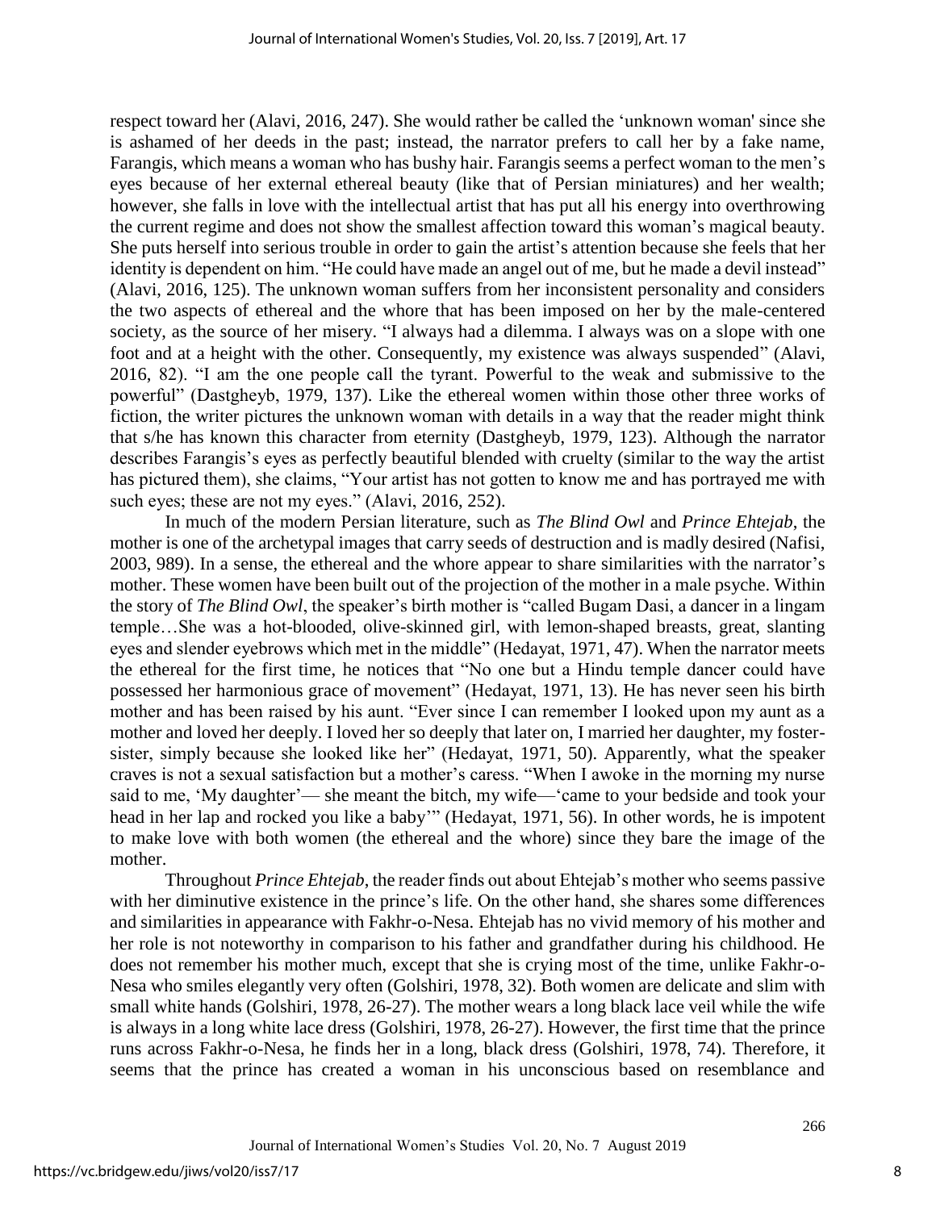respect toward her (Alavi, 2016, 247). She would rather be called the 'unknown woman' since she is ashamed of her deeds in the past; instead, the narrator prefers to call her by a fake name, Farangis, which means a woman who has bushy hair. Farangis seems a perfect woman to the men's eyes because of her external ethereal beauty (like that of Persian miniatures) and her wealth; however, she falls in love with the intellectual artist that has put all his energy into overthrowing the current regime and does not show the smallest affection toward this woman's magical beauty. She puts herself into serious trouble in order to gain the artist's attention because she feels that her identity is dependent on him. "He could have made an angel out of me, but he made a devil instead" (Alavi, 2016, 125). The unknown woman suffers from her inconsistent personality and considers the two aspects of ethereal and the whore that has been imposed on her by the male-centered society, as the source of her misery. "I always had a dilemma. I always was on a slope with one foot and at a height with the other. Consequently, my existence was always suspended" (Alavi, 2016, 82). "I am the one people call the tyrant. Powerful to the weak and submissive to the powerful" (Dastgheyb, 1979, 137). Like the ethereal women within those other three works of fiction, the writer pictures the unknown woman with details in a way that the reader might think that s/he has known this character from eternity (Dastgheyb, 1979, 123). Although the narrator describes Farangis's eyes as perfectly beautiful blended with cruelty (similar to the way the artist has pictured them), she claims, "Your artist has not gotten to know me and has portrayed me with such eyes; these are not my eyes." (Alavi, 2016, 252).

In much of the modern Persian literature, such as *The Blind Owl* and *Prince Ehtejab*, the mother is one of the archetypal images that carry seeds of destruction and is madly desired (Nafisi, 2003, 989). In a sense, the ethereal and the whore appear to share similarities with the narrator's mother. These women have been built out of the projection of the mother in a male psyche. Within the story of *The Blind Owl*, the speaker's birth mother is "called Bugam Dasi, a dancer in a lingam temple…She was a hot-blooded, olive-skinned girl, with lemon-shaped breasts, great, slanting eyes and slender eyebrows which met in the middle" (Hedayat, 1971, 47). When the narrator meets the ethereal for the first time, he notices that "No one but a Hindu temple dancer could have possessed her harmonious grace of movement" (Hedayat, 1971, 13). He has never seen his birth mother and has been raised by his aunt. "Ever since I can remember I looked upon my aunt as a mother and loved her deeply. I loved her so deeply that later on, I married her daughter, my foster-sister, simply because she looked like her" (Hedayat, 1971, 50). Apparently, what the speaker craves is not a sexual satisfaction but a mother's caress. "When I awoke in the morning my nurse said to me, 'My daughter'— she meant the bitch, my wife—'came to your bedside and took your head in her lap and rocked you like a baby'" (Hedayat, 1971, 56). In other words, he is impotent to make love with both women (the ethereal and the whore) since they bare the image of the mother.

Throughout *Prince Ehtejab*, the reader finds out about Ehtejab's mother who seems passive with her diminutive existence in the prince's life. On the other hand, she shares some differences and similarities in appearance with Fakhr-o-Nesa. Ehtejab has no vivid memory of his mother and her role is not noteworthy in comparison to his father and grandfather during his childhood. He does not remember his mother much, except that she is crying most of the time, unlike Fakhr-o-Nesa who smiles elegantly very often (Golshiri, 1978, 32). Both women are delicate and slim with small white hands (Golshiri, 1978, 26-27). The mother wears a long black lace veil while the wife is always in a long white lace dress (Golshiri, 1978, 26-27). However, the first time that the prince runs across Fakhr-o-Nesa, he finds her in a long, black dress (Golshiri, 1978, 74). Therefore, it seems that the prince has created a woman in his unconscious based on resemblance and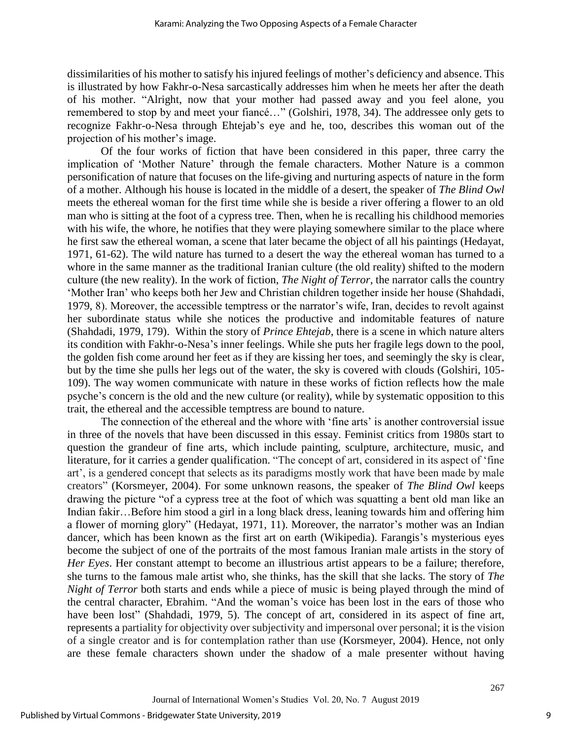dissimilarities of his mother to satisfy his injured feelings of mother's deficiency and absence. This is illustrated by how Fakhr-o-Nesa sarcastically addresses him when he meets her after the death of his mother. "Alright, now that your mother had passed away and you feel alone, you remembered to stop by and meet your fiancé…" (Golshiri, 1978, 34). The addressee only gets to recognize Fakhr-o-Nesa through Ehtejab's eye and he, too, describes this woman out of the projection of his mother's image.

Of the four works of fiction that have been considered in this paper, three carry the implication of 'Mother Nature' through the female characters. Mother Nature is a common personification of nature that focuses on the life-giving and nurturing aspects of nature in the form of a mother. Although his house is located in the middle of a desert, the speaker of *The Blind Owl* meets the ethereal woman for the first time while she is beside a river offering a flower to an old man who is sitting at the foot of a cypress tree. Then, when he is recalling his childhood memories with his wife, the whore, he notifies that they were playing somewhere similar to the place where he first saw the ethereal woman, a scene that later became the object of all his paintings (Hedayat, 1971, 61-62). The wild nature has turned to a desert the way the ethereal woman has turned to a whore in the same manner as the traditional Iranian culture (the old reality) shifted to the modern culture (the new reality). In the work of fiction, *The Night of Terror*, the narrator calls the country 'Mother Iran' who keeps both her Jew and Christian children together inside her house (Shahdadi, 1979, 8). Moreover, the accessible temptress or the narrator's wife, Iran, decides to revolt against her subordinate status while she notices the productive and indomitable features of nature (Shahdadi, 1979, 179). Within the story of *Prince Ehtejab*, there is a scene in which nature alters its condition with Fakhr-o-Nesa's inner feelings. While she puts her fragile legs down to the pool, the golden fish come around her feet as if they are kissing her toes, and seemingly the sky is clear, but by the time she pulls her legs out of the water, the sky is covered with clouds (Golshiri, 105-109). The way women communicate with nature in these works of fiction reflects how the male psyche's concern is the old and the new culture (or reality), while by systematic opposition to this trait, the ethereal and the accessible temptress are bound to nature.

The connection of the ethereal and the whore with 'fine arts' is another controversial issue in three of the novels that have been discussed in this essay. Feminist critics from 1980s start to question the grandeur of fine arts, which include painting, sculpture, architecture, music, and literature, for it carries a gender qualification. "The concept of art, considered in its aspect of 'fine art', is a gendered concept that selects as its paradigms mostly work that have been made by male creators" (Korsmeyer, 2004). For some unknown reasons, the speaker of *The Blind Owl* keeps drawing the picture "of a cypress tree at the foot of which was squatting a bent old man like an Indian fakir…Before him stood a girl in a long black dress, leaning towards him and offering him a flower of morning glory" (Hedayat, 1971, 11). Moreover, the narrator's mother was an Indian dancer, which has been known as the first art on earth (Wikipedia). Farangis's mysterious eyes become the subject of one of the portraits of the most famous Iranian male artists in the story of *Her Eyes*. Her constant attempt to become an illustrious artist appears to be a failure; therefore, she turns to the famous male artist who, she thinks, has the skill that she lacks. The story of *The Night of Terror* both starts and ends while a piece of music is being played through the mind of the central character, Ebrahim. "And the woman's voice has been lost in the ears of those who have been lost" (Shahdadi, 1979, 5). The concept of art, considered in its aspect of fine art, represents a partiality for objectivity over subjectivity and impersonal over personal; it is the vision of a single creator and is for contemplation rather than use (Korsmeyer, 2004). Hence, not only are these female characters shown under the shadow of a male presenter without having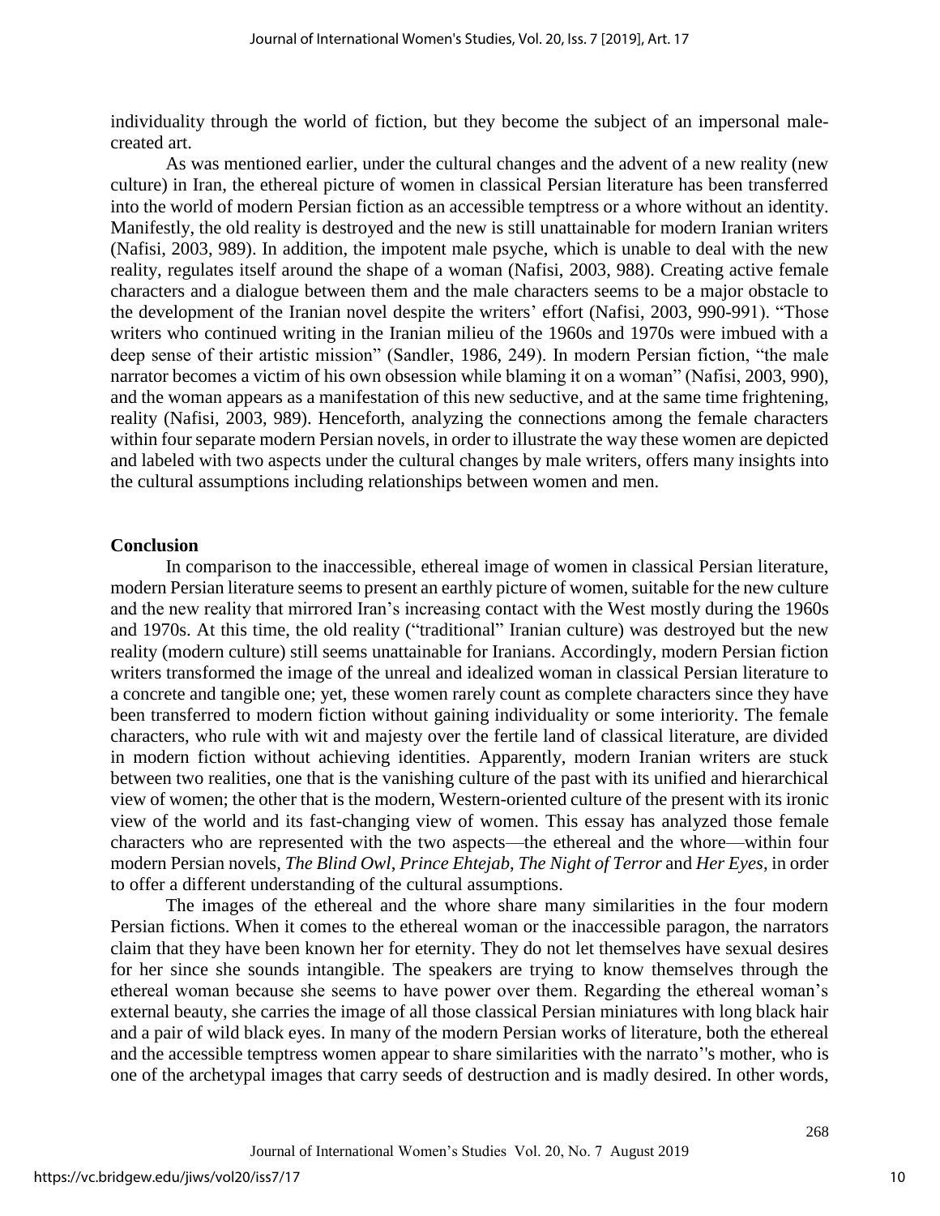individuality through the world of fiction, but they become the subject of an impersonal male-created art.

As was mentioned earlier, under the cultural changes and the advent of a new reality (new culture) in Iran, the ethereal picture of women in classical Persian literature has been transferred into the world of modern Persian fiction as an accessible temptress or a whore without an identity. Manifestly, the old reality is destroyed and the new is still unattainable for modern Iranian writers (Nafisi, 2003, 989). In addition, the impotent male psyche, which is unable to deal with the new reality, regulates itself around the shape of a woman (Nafisi, 2003, 988). Creating active female characters and a dialogue between them and the male characters seems to be a major obstacle to the development of the Iranian novel despite the writers' effort (Nafisi, 2003, 990-991). "Those writers who continued writing in the Iranian milieu of the 1960s and 1970s were imbued with a deep sense of their artistic mission" (Sandler, 1986, 249). In modern Persian fiction, "the male narrator becomes a victim of his own obsession while blaming it on a woman" (Nafisi, 2003, 990), and the woman appears as a manifestation of this new seductive, and at the same time frightening, reality (Nafisi, 2003, 989). Henceforth, analyzing the connections among the female characters within four separate modern Persian novels, in order to illustrate the way these women are depicted and labeled with two aspects under the cultural changes by male writers, offers many insights into the cultural assumptions including relationships between women and men.

## Conclusion

In comparison to the inaccessible, ethereal image of women in classical Persian literature, modern Persian literature seems to present an earthly picture of women, suitable for the new culture and the new reality that mirrored Iran's increasing contact with the West mostly during the 1960s and 1970s. At this time, the old reality ("traditional" Iranian culture) was destroyed but the new reality (modern culture) still seems unattainable for Iranians. Accordingly, modern Persian fiction writers transformed the image of the unreal and idealized woman in classical Persian literature to a concrete and tangible one; yet, these women rarely count as complete characters since they have been transferred to modern fiction without gaining individuality or some interiority. The female characters, who rule with wit and majesty over the fertile land of classical literature, are divided in modern fiction without achieving identities. Apparently, modern Iranian writers are stuck between two realities, one that is the vanishing culture of the past with its unified and hierarchical view of women; the other that is the modern, Western-oriented culture of the present with its ironic view of the world and its fast-changing view of women. This essay has analyzed those female characters who are represented with the two aspects—the ethereal and the whore—within four modern Persian novels, *The Blind Owl*, *Prince Ehtejab*, *The Night of Terror* and *Her Eyes*, in order to offer a different understanding of the cultural assumptions.

The images of the ethereal and the whore share many similarities in the four modern Persian fictions. When it comes to the ethereal woman or the inaccessible paragon, the narrators claim that they have been known her for eternity. They do not let themselves have sexual desires for her since she sounds intangible. The speakers are trying to know themselves through the ethereal woman because she seems to have power over them. Regarding the ethereal woman's external beauty, she carries the image of all those classical Persian miniatures with long black hair and a pair of wild black eyes. In many of the modern Persian works of literature, both the ethereal and the accessible temptress women appear to share similarities with the narrato''s mother, who is one of the archetypal images that carry seeds of destruction and is madly desired. In other words,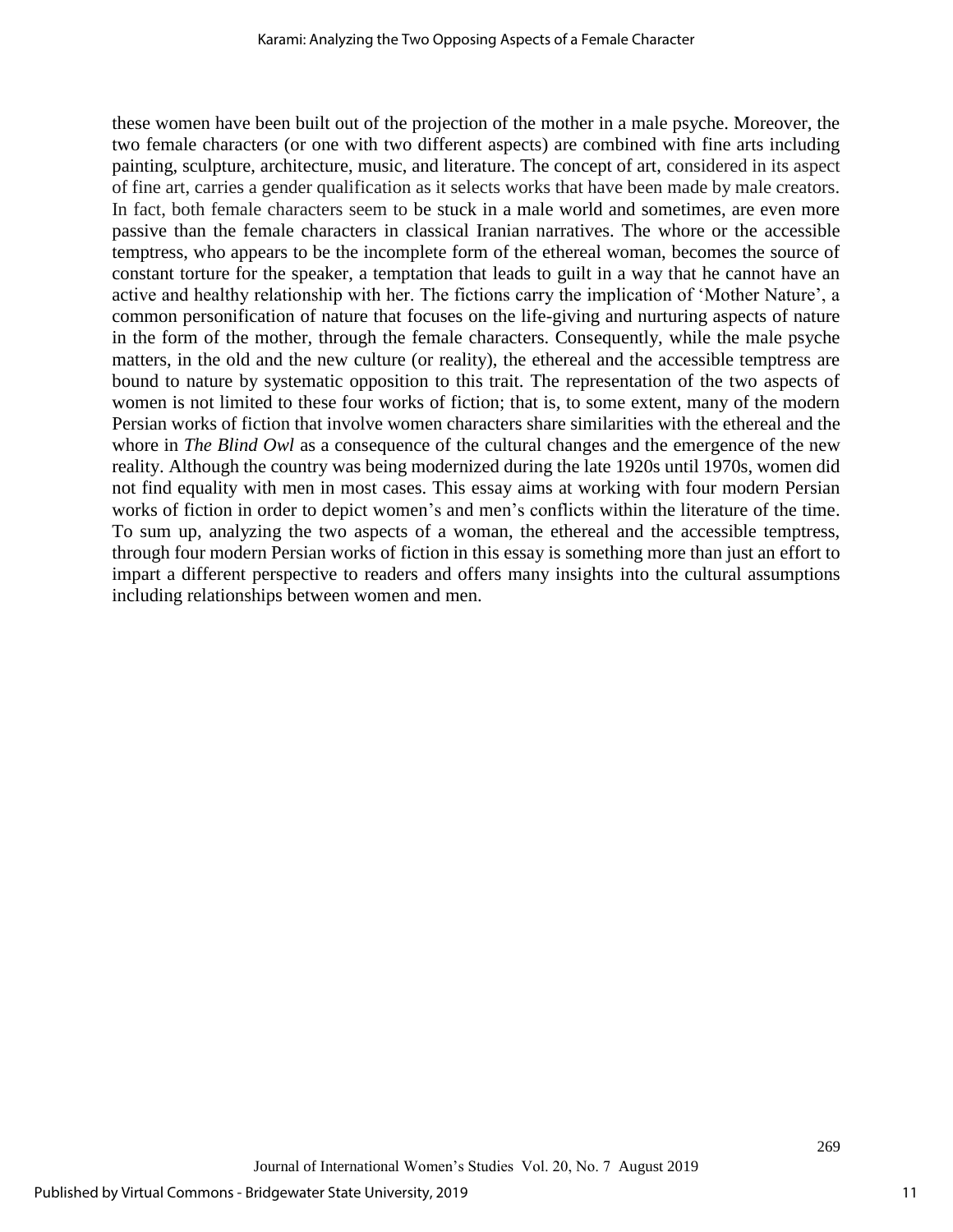these women have been built out of the projection of the mother in a male psyche. Moreover, the two female characters (or one with two different aspects) are combined with fine arts including painting, sculpture, architecture, music, and literature. The concept of art, considered in its aspect of fine art, carries a gender qualification as it selects works that have been made by male creators. In fact, both female characters seem to be stuck in a male world and sometimes, are even more passive than the female characters in classical Iranian narratives. The whore or the accessible temptress, who appears to be the incomplete form of the ethereal woman, becomes the source of constant torture for the speaker, a temptation that leads to guilt in a way that he cannot have an active and healthy relationship with her. The fictions carry the implication of 'Mother Nature', a common personification of nature that focuses on the life-giving and nurturing aspects of nature in the form of the mother, through the female characters. Consequently, while the male psyche matters, in the old and the new culture (or reality), the ethereal and the accessible temptress are bound to nature by systematic opposition to this trait. The representation of the two aspects of women is not limited to these four works of fiction; that is, to some extent, many of the modern Persian works of fiction that involve women characters share similarities with the ethereal and the whore in *The Blind Owl* as a consequence of the cultural changes and the emergence of the new reality. Although the country was being modernized during the late 1920s until 1970s, women did not find equality with men in most cases. This essay aims at working with four modern Persian works of fiction in order to depict women's and men's conflicts within the literature of the time. To sum up, analyzing the two aspects of a woman, the ethereal and the accessible temptress, through four modern Persian works of fiction in this essay is something more than just an effort to impart a different perspective to readers and offers many insights into the cultural assumptions including relationships between women and men.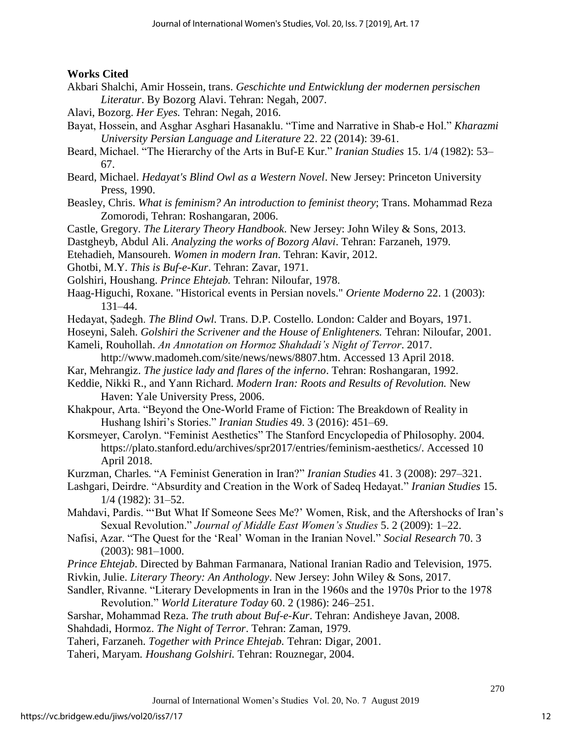**Works Cited**

Akbari Shalchi, Amir Hossein, trans. *Geschichte und Entwicklung der modernen persischen Literatur*. By Bozorg Alavi. Tehran: Negah, 2007.

Alavi, Bozorg. *Her Eyes.* Tehran: Negah, 2016.

Bayat, Hossein, and Asghar Asghari Hasanaklu. "Time and Narrative in Shab-e Hol." *Kharazmi University Persian Language and Literature* 22. 22 (2014): 39-61.

Beard, Michael. "The Hierarchy of the Arts in Buf-E Kur." *Iranian Studies* 15. 1/4 (1982): 53–67.

Beard, Michael. *Hedayat's Blind Owl as a Western Novel*. New Jersey: Princeton University Press, 1990.

Beasley, Chris. *What is feminism? An introduction to feminist theory*; Trans. Mohammad Reza Zomorodi, Tehran: Roshangaran, 2006.

Castle, Gregory. *The Literary Theory Handbook.* New Jersey: John Wiley & Sons, 2013.

Dastgheyb, Abdul Ali. *Analyzing the works of Bozorg Alavi*. Tehran: Farzaneh, 1979.

Etehadieh, Mansoureh. *Women in modern Iran*. Tehran: Kavir, 2012.

Ghotbi, M.Y. *This is Buf-e-Kur*. Tehran: Zavar, 1971.

Golshiri, Houshang. *Prince Ehtejab.* Tehran: Niloufar, 1978.

Haag-Higuchi, Roxane. "Historical events in Persian novels." *Oriente Moderno* 22. 1 (2003): 131–44.

Hedayat, Ṣadegh. *The Blind Owl.* Trans. D.P. Costello. London: Calder and Boyars, 1971.

Hoseyni, Saleh. *Golshiri the Scrivener and the House of Enlighteners.* Tehran: Niloufar, 2001.

Kameli, Rouhollah. *An Annotation on Hormoz Shahdadi's Night of Terror*. 2017. http://www.madomeh.com/site/news/news/8807.htm. Accessed 13 April 2018.

Kar, Mehrangiz. *The justice lady and flares of the inferno*. Tehran: Roshangaran, 1992.

Keddie, Nikki R., and Yann Richard. *Modern Iran: Roots and Results of Revolution.* New Haven: Yale University Press, 2006.

Khakpour, Arta. "Beyond the One-World Frame of Fiction: The Breakdown of Reality in Hushang lshiri's Stories." *Iranian Studies* 49. 3 (2016): 451–69.

Korsmeyer, Carolyn. "Feminist Aesthetics" The Stanford Encyclopedia of Philosophy. 2004. https://plato.stanford.edu/archives/spr2017/entries/feminism-aesthetics/. Accessed 10 April 2018.

Kurzman, Charles. "A Feminist Generation in Iran?" *Iranian Studies* 41. 3 (2008): 297–321.

Lashgari, Deirdre. "Absurdity and Creation in the Work of Sadeq Hedayat." *Iranian Studies* 15. 1/4 (1982): 31–52.

Mahdavi, Pardis. "'But What If Someone Sees Me?' Women, Risk, and the Aftershocks of Iran's Sexual Revolution." *Journal of Middle East Women's Studies* 5. 2 (2009): 1–22.

Nafisi, Azar. "The Quest for the 'Real' Woman in the Iranian Novel." *Social Research* 70. 3 (2003): 981–1000.

*Prince Ehtejab*. Directed by Bahman Farmanara, National Iranian Radio and Television, 1975.

Rivkin, Julie. *Literary Theory: An Anthology*. New Jersey: John Wiley & Sons, 2017.

Sandler, Rivanne. "Literary Developments in Iran in the 1960s and the 1970s Prior to the 1978 Revolution." *World Literature Today* 60. 2 (1986): 246–251.

Sarshar, Mohammad Reza. *The truth about Buf-e-Kur*. Tehran: Andisheye Javan, 2008.

Shahdadi, Hormoz. *The Night of Terror*. Tehran: Zaman, 1979.

Taheri, Farzaneh. *Together with Prince Ehtejab.* Tehran: Digar, 2001.

Taheri, Maryam. *Houshang Golshiri.* Tehran: Rouznegar, 2004.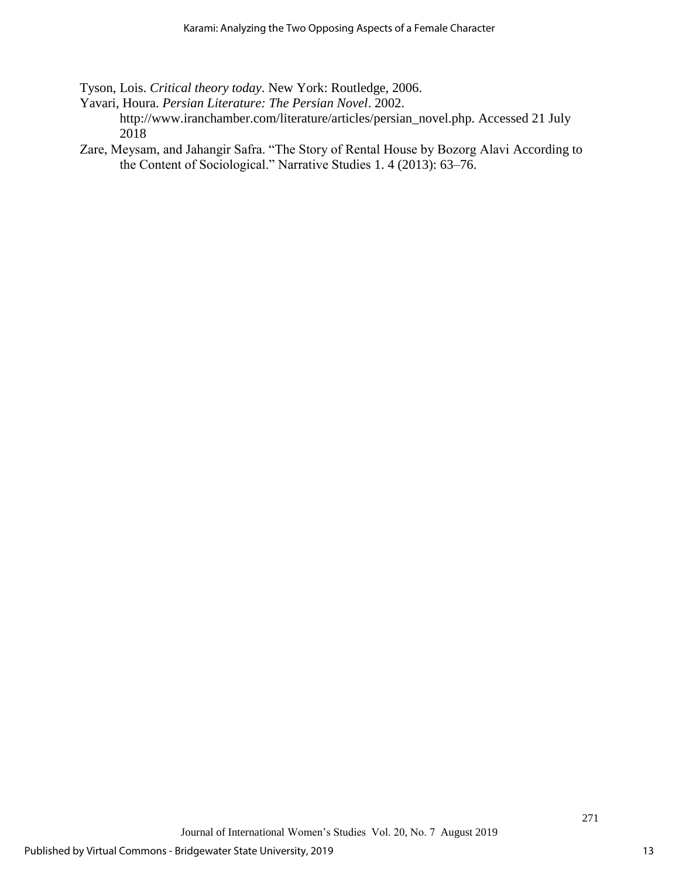Tyson, Lois. *Critical theory today*. New York: Routledge, 2006.

Yavari, Houra. *Persian Literature: The Persian Novel*. 2002. http://www.iranchamber.com/literature/articles/persian_novel.php. Accessed 21 July 2018

Zare, Meysam, and Jahangir Safra. "The Story of Rental House by Bozorg Alavi According to the Content of Sociological." Narrative Studies 1. 4 (2013): 63–76.